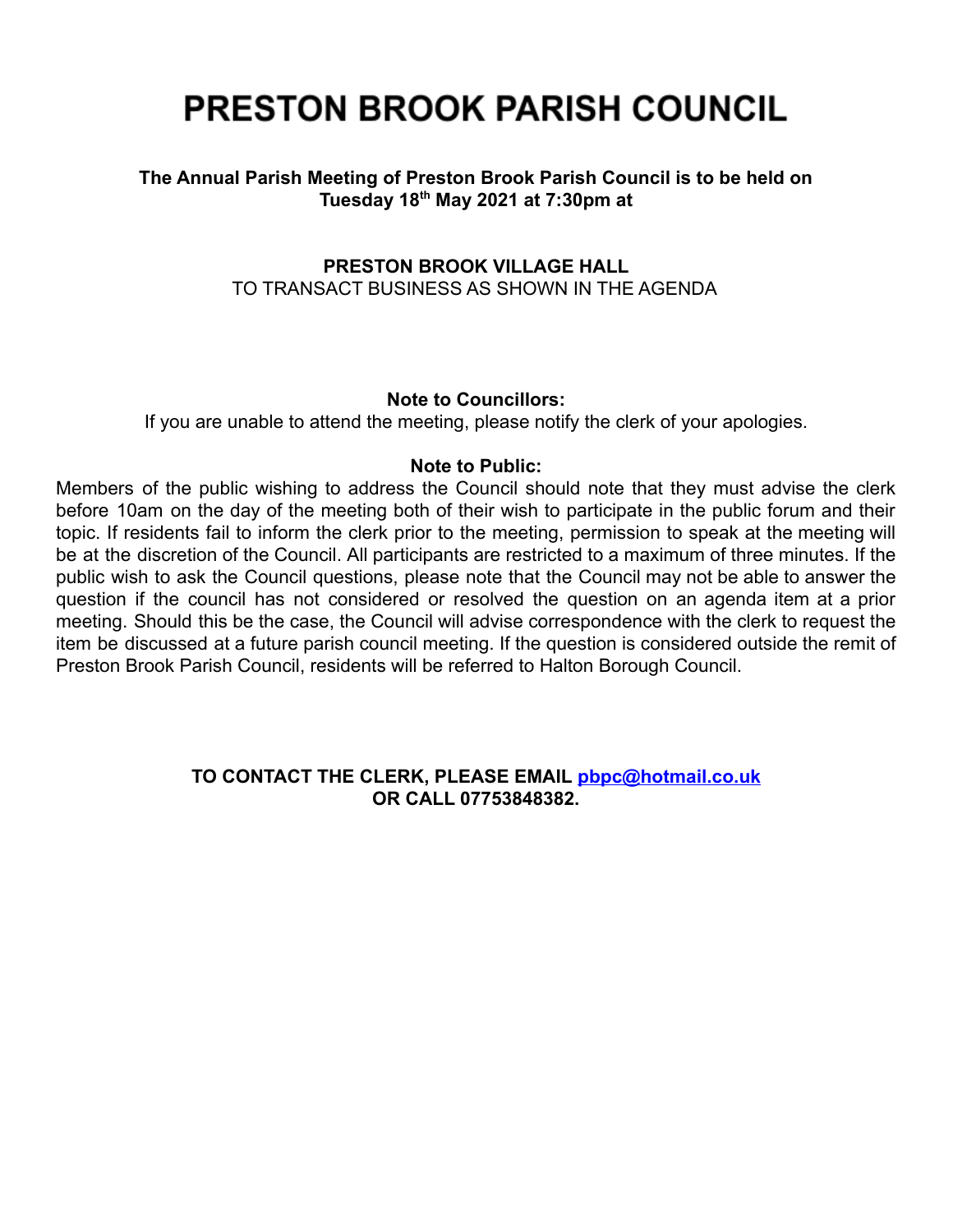# PRESTON BROOK PARISH COUNCIL

**The Annual Parish Meeting of Preston Brook Parish Council is to be held on Tuesday 18th May 2021 at 7:30pm at**

**PRESTON BROOK VILLAGE HALL**

TO TRANSACT BUSINESS AS SHOWN IN THE AGENDA

**Note to Councillors:**

If you are unable to attend the meeting, please notify the clerk of your apologies.

**Note to Public:**

Members of the public wishing to address the Council should note that they must advise the clerk before 10am on the day of the meeting both of their wish to participate in the public forum and their topic. If residents fail to inform the clerk prior to the meeting, permission to speak at the meeting will be at the discretion of the Council. All participants are restricted to a maximum of three minutes. If the public wish to ask the Council questions, please note that the Council may not be able to answer the question if the council has not considered or resolved the question on an agenda item at a prior meeting. Should this be the case, the Council will advise correspondence with the clerk to request the item be discussed at a future parish council meeting. If the question is considered outside the remit of Preston Brook Parish Council, residents will be referred to Halton Borough Council.

**TO CONTACT THE CLERK, PLEASE EMAIL [pbpc@hotmail.co.uk](mailto:pbpc@hotmail.co.uk) OR CALL 07753848382.**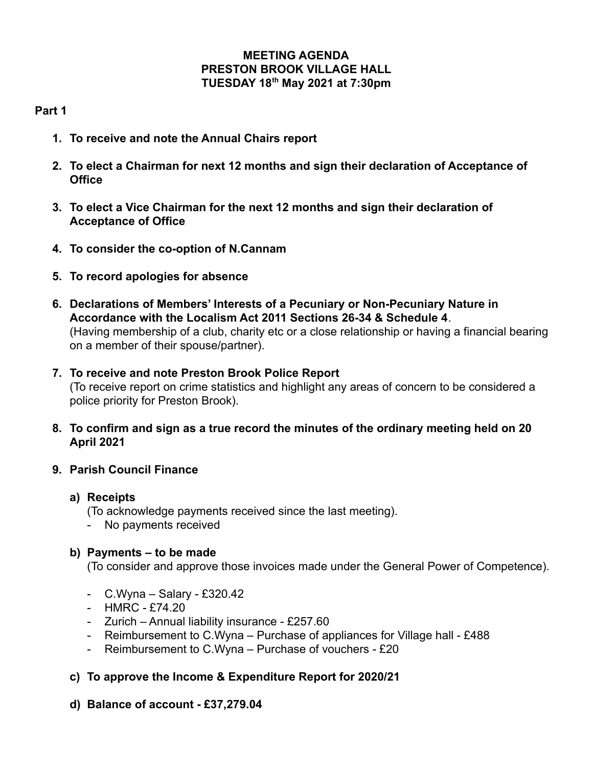# MEETING AGENDA
# PRESTON BROOK VILLAGE HALL
# TUESDAY 18th May 2021 at 7:30pm

**Part 1**

1. **To receive and note the Annual Chairs report**

2. **To elect a Chairman for next 12 months and sign their declaration of Acceptance of Office**

3. **To elect a Vice Chairman for the next 12 months and sign their declaration of Acceptance of Office**

4. **To consider the co-option of N.Cannam**

5. **To record apologies for absence**

6. **Declarations of Members' Interests of a Pecuniary or Non-Pecuniary Nature in Accordance with the Localism Act 2011 Sections 26-34 & Schedule 4**.
   (Having membership of a club, charity etc or a close relationship or having a financial bearing on a member of their spouse/partner).

7. **To receive and note Preston Brook Police Report**
   (To receive report on crime statistics and highlight any areas of concern to be considered a police priority for Preston Brook).

8. **To confirm and sign as a true record the minutes of the ordinary meeting held on 20 April 2021**

9. **Parish Council Finance**

   a) **Receipts**
      (To acknowledge payments received since the last meeting).
      - No payments received

   b) **Payments – to be made**
      (To consider and approve those invoices made under the General Power of Competence).

      - C.Wyna – Salary - £320.42
      - HMRC - £74.20
      - Zurich – Annual liability insurance - £257.60
      - Reimbursement to C.Wyna – Purchase of appliances for Village hall - £488
      - Reimbursement to C.Wyna – Purchase of vouchers - £20

   c) **To approve the Income & Expenditure Report for 2020/21**

   d) **Balance of account - £37,279.04**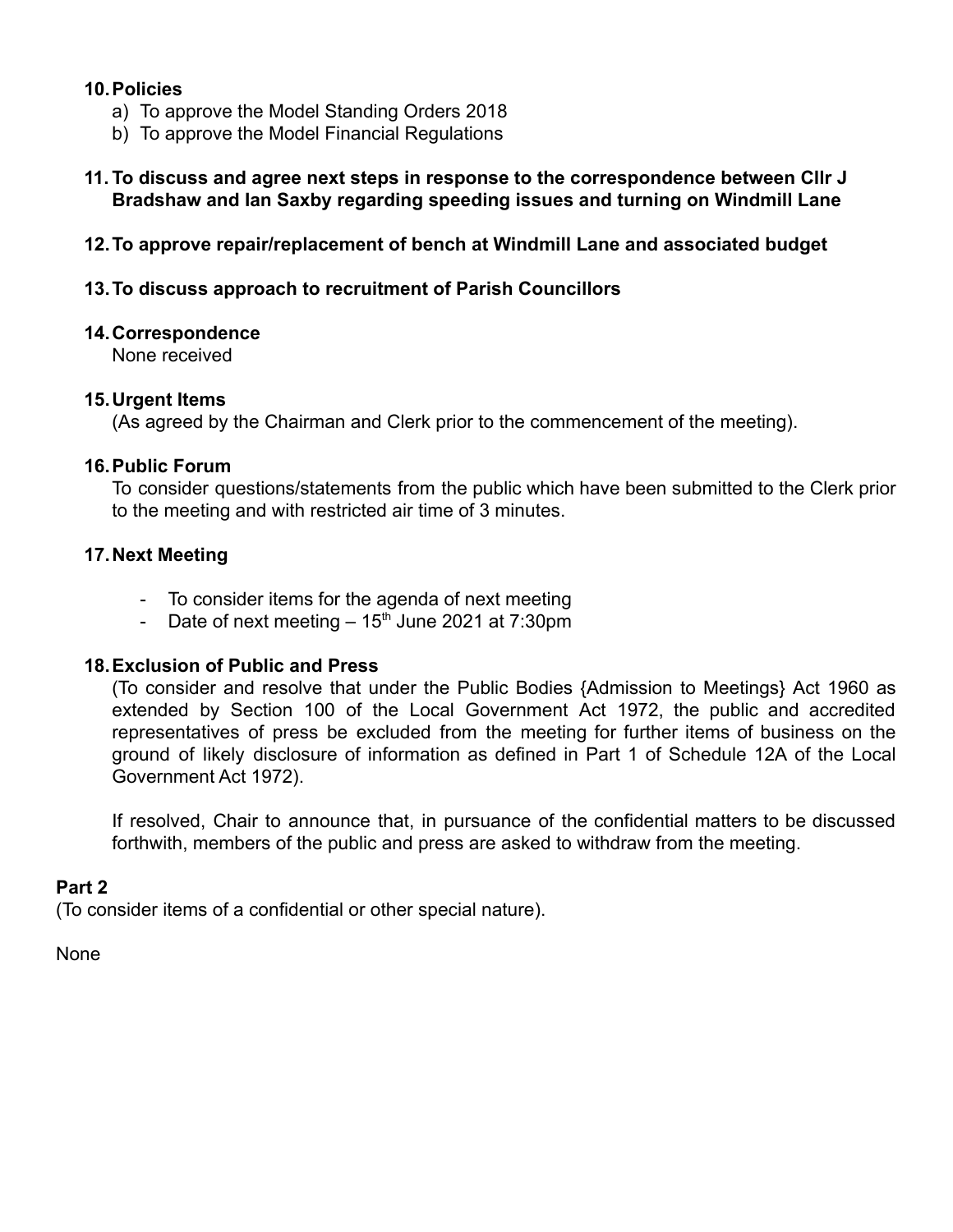**10. Policies**

a) To approve the Model Standing Orders 2018
b) To approve the Model Financial Regulations

**11. To discuss and agree next steps in response to the correspondence between Cllr J Bradshaw and Ian Saxby regarding speeding issues and turning on Windmill Lane**

**12. To approve repair/replacement of bench at Windmill Lane and associated budget**

**13. To discuss approach to recruitment of Parish Councillors**

**14. Correspondence**

None received

**15. Urgent Items**

(As agreed by the Chairman and Clerk prior to the commencement of the meeting).

**16. Public Forum**

To consider questions/statements from the public which have been submitted to the Clerk prior to the meeting and with restricted air time of 3 minutes.

**17. Next Meeting**

- To consider items for the agenda of next meeting
- Date of next meeting – 15th June 2021 at 7:30pm

**18. Exclusion of Public and Press**

(To consider and resolve that under the Public Bodies {Admission to Meetings} Act 1960 as extended by Section 100 of the Local Government Act 1972, the public and accredited representatives of press be excluded from the meeting for further items of business on the ground of likely disclosure of information as defined in Part 1 of Schedule 12A of the Local Government Act 1972).

If resolved, Chair to announce that, in pursuance of the confidential matters to be discussed forthwith, members of the public and press are asked to withdraw from the meeting.

**Part 2**

(To consider items of a confidential or other special nature).

None